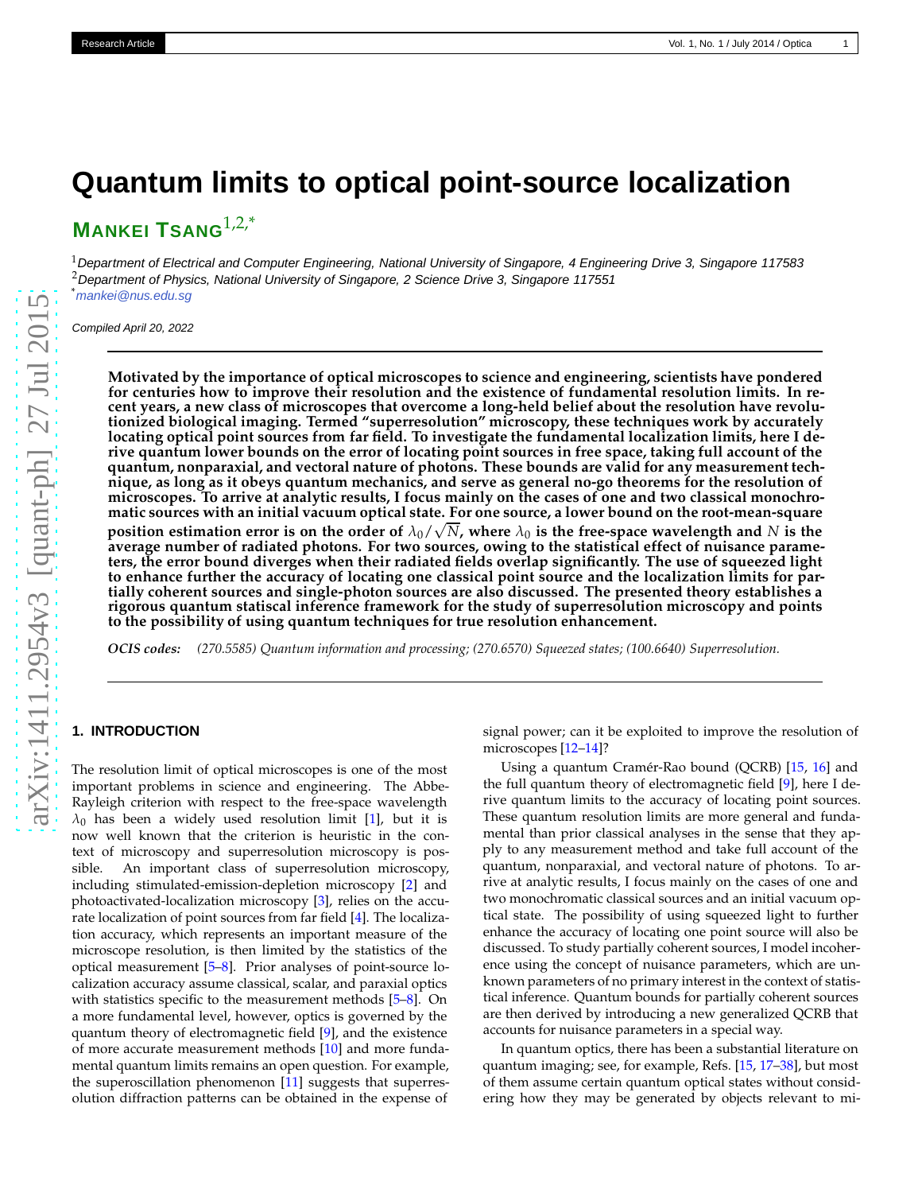# Quantum limits to optical point-source localization

**Mankei Tsang**[1,2,*]

[1]*Department of Electrical and Computer Engineering, National University of Singapore, 4 Engineering Drive 3, Singapore 117583*
[2]*Department of Physics, National University of Singapore, 2 Science Drive 3, Singapore 117551*
[*]*mankei@nus.edu.sg*

*Compiled April 20, 2022*

**Motivated by the importance of optical microscopes to science and engineering, scientists have pondered for centuries how to improve their resolution and the existence of fundamental resolution limits. In recent years, a new class of microscopes that overcome a long-held belief about the resolution have revolutionized biological imaging. Termed "superresolution" microscopy, these techniques work by accurately locating optical point sources from far field. To investigate the fundamental localization limits, here I derive quantum lower bounds on the error of locating point sources in free space, taking full account of the quantum, nonparaxial, and vectoral nature of photons. These bounds are valid for any measurement technique, as long as it obeys quantum mechanics, and serve as general no-go theorems for the resolution of microscopes. To arrive at analytic results, I focus mainly on the cases of one and two classical monochromatic sources with an initial vacuum optical state. For one source, a lower bound on the root-mean-square position estimation error is on the order of $\lambda_0/\sqrt{N}$, where $\lambda_0$ is the free-space wavelength and $N$ is the average number of radiated photons. For two sources, owing to the statistical effect of nuisance parameters, the error bound diverges when their radiated fields overlap significantly. The use of squeezed light to enhance further the accuracy of locating one classical point source and the localization limits for partially coherent sources and single-photon sources are also discussed. The presented theory establishes a rigorous quantum statiscal inference framework for the study of superresolution microscopy and points to the possibility of using quantum techniques for true resolution enhancement.**

***OCIS codes:*** *(270.5585) Quantum information and processing; (270.6570) Squeezed states; (100.6640) Superresolution.*

## 1. INTRODUCTION

The resolution limit of optical microscopes is one of the most important problems in science and engineering. The Abbe-Rayleigh criterion with respect to the free-space wavelength $\lambda_0$ has been a widely used resolution limit [1], but it is now well known that the criterion is heuristic in the context of microscopy and superresolution microscopy is possible. An important class of superresolution microscopy, including stimulated-emission-depletion microscopy [2] and photoactivated-localization microscopy [3], relies on the accurate localization of point sources from far field [4]. The localization accuracy, which represents an important measure of the microscope resolution, is then limited by the statistics of the optical measurement [5–8]. Prior analyses of point-source localization accuracy assume classical, scalar, and paraxial optics with statistics specific to the measurement methods [5–8]. On a more fundamental level, however, optics is governed by the quantum theory of electromagnetic field [9], and the existence of more accurate measurement methods [10] and more fundamental quantum limits remains an open question. For example, the superoscillation phenomenon [11] suggests that superresolution diffraction patterns can be obtained in the expense of signal power; can it be exploited to improve the resolution of microscopes [12–14]?

Using a quantum Cramér-Rao bound (QCRB) [15, 16] and the full quantum theory of electromagnetic field [9], here I derive quantum limits to the accuracy of locating point sources. These quantum resolution limits are more general and fundamental than prior classical analyses in the sense that they apply to any measurement method and take full account of the quantum, nonparaxial, and vectoral nature of photons. To arrive at analytic results, I focus mainly on the cases of one and two monochromatic classical sources and an initial vacuum optical state. The possibility of using squeezed light to further enhance the accuracy of locating one point source will also be discussed. To study partially coherent sources, I model incoherence using the concept of nuisance parameters, which are unknown parameters of no primary interest in the context of statistical inference. Quantum bounds for partially coherent sources are then derived by introducing a new generalized QCRB that accounts for nuisance parameters in a special way.

In quantum optics, there has been a substantial literature on quantum imaging; see, for example, Refs. [15, 17–38], but most of them assume certain quantum optical states without considering how they may be generated by objects relevant to mi-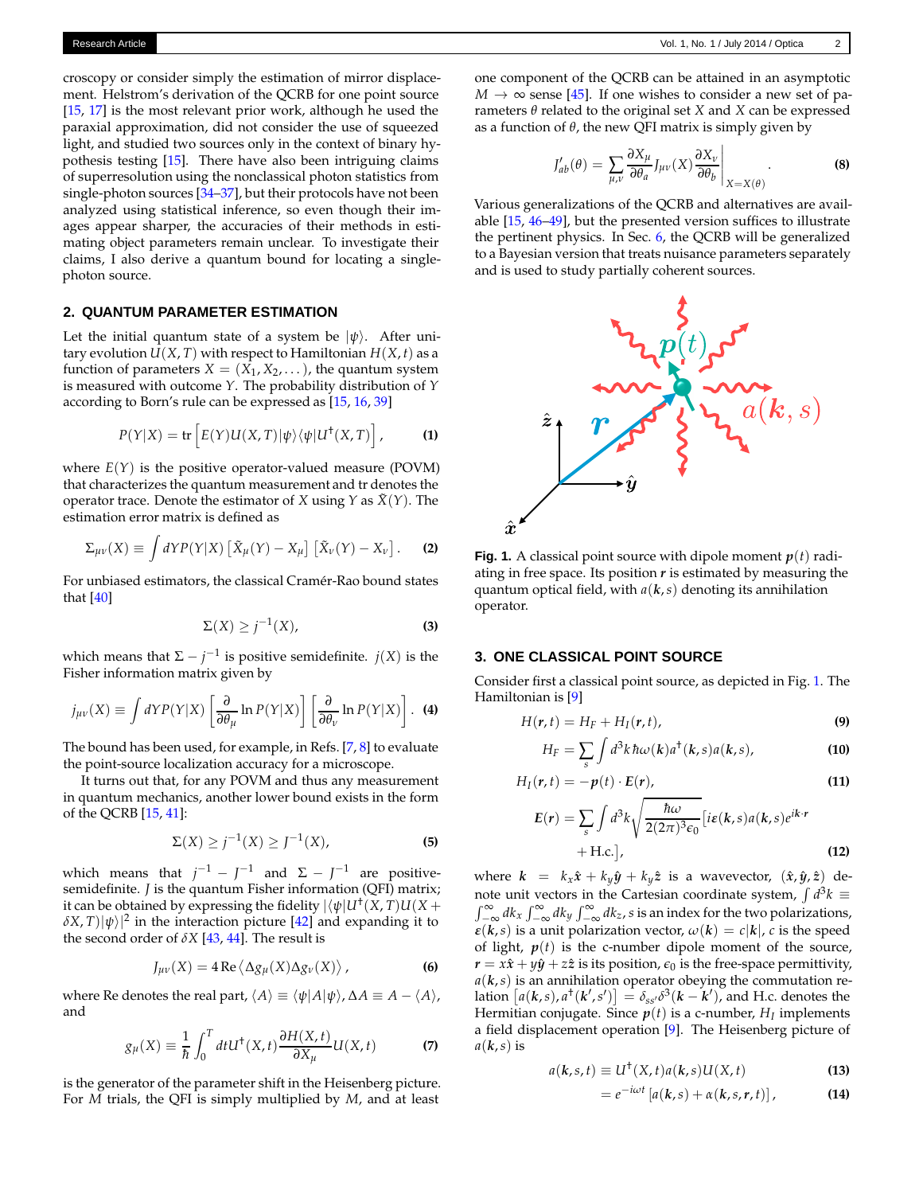croscopy or consider simply the estimation of mirror displacement. Helstrom's derivation of the QCRB for one point source [15, 17] is the most relevant prior work, although he used the paraxial approximation, did not consider the use of squeezed light, and studied two sources only in the context of binary hypothesis testing [15]. There have also been intriguing claims of superresolution using the nonclassical photon statistics from single-photon sources [34–37], but their protocols have not been analyzed using statistical inference, so even though their images appear sharper, the accuracies of their methods in estimating object parameters remain unclear. To investigate their claims, I also derive a quantum bound for locating a single-photon source.

## 2. QUANTUM PARAMETER ESTIMATION

Let the initial quantum state of a system be $|\psi\rangle$. After unitary evolution $U(X,T)$ with respect to Hamiltonian $H(X,t)$ as a function of parameters $X = (X_1, X_2, \ldots)$, the quantum system is measured with outcome $Y$. The probability distribution of $Y$ according to Born's rule can be expressed as [15, 16, 39]

$$P(Y|X) = \operatorname{tr}\left[E(Y)U(X,T)|\psi\rangle\langle\psi|U^\dagger(X,T)\right], \tag{1}$$

where $E(Y)$ is the positive operator-valued measure (POVM) that characterizes the quantum measurement and tr denotes the operator trace. Denote the estimator of $X$ using $Y$ as $\tilde{X}(Y)$. The estimation error matrix is defined as

$$\Sigma_{\mu\nu}(X) \equiv \int dY P(Y|X)\left[\tilde{X}_\mu(Y) - X_\mu\right]\left[\tilde{X}_\nu(Y) - X_\nu\right]. \tag{2}$$

For unbiased estimators, the classical Cramér-Rao bound states that [40]

$$\Sigma(X) \geq j^{-1}(X), \tag{3}$$

which means that $\Sigma - j^{-1}$ is positive semidefinite. $j(X)$ is the Fisher information matrix given by

$$j_{\mu\nu}(X) \equiv \int dY P(Y|X)\left[\frac{\partial}{\partial\theta_\mu}\ln P(Y|X)\right]\left[\frac{\partial}{\partial\theta_\nu}\ln P(Y|X)\right]. \tag{4}$$

The bound has been used, for example, in Refs. [7, 8] to evaluate the point-source localization accuracy for a microscope.

It turns out that, for any POVM and thus any measurement in quantum mechanics, another lower bound exists in the form of the QCRB [15, 41]:

$$\Sigma(X) \geq j^{-1}(X) \geq J^{-1}(X), \tag{5}$$

which means that $j^{-1} - J^{-1}$ and $\Sigma - J^{-1}$ are positive-semidefinite. $J$ is the quantum Fisher information (QFI) matrix; it can be obtained by expressing the fidelity $|\langle\psi|U^\dagger(X,T)U(X+\delta X,T)|\psi\rangle|^2$ in the interaction picture [42] and expanding it to the second order of $\delta X$ [43, 44]. The result is

$$J_{\mu\nu}(X) = 4\,\mathrm{Re}\left\langle \Delta g_\mu(X)\Delta g_\nu(X)\right\rangle, \tag{6}$$

where Re denotes the real part, $\langle A\rangle \equiv \langle\psi|A|\psi\rangle$, $\Delta A \equiv A - \langle A\rangle$, and

$$g_\mu(X) \equiv \frac{1}{\hbar}\int_0^T dt U^\dagger(X,t)\frac{\partial H(X,t)}{\partial X_\mu}U(X,t) \tag{7}$$

is the generator of the parameter shift in the Heisenberg picture. For $M$ trials, the QFI is simply multiplied by $M$, and at least one component of the QCRB can be attained in an asymptotic $M \to \infty$ sense [45]. If one wishes to consider a new set of parameters $\theta$ related to the original set $X$ and $X$ can be expressed as a function of $\theta$, the new QFI matrix is simply given by

$$J'_{ab}(\theta) = \sum_{\mu,\nu}\frac{\partial X_\mu}{\partial\theta_a}J_{\mu\nu}(X)\frac{\partial X_\nu}{\partial\theta_b}\bigg|_{X=X(\theta)}. \tag{8}$$

Various generalizations of the QCRB and alternatives are available [15, 46–49], but the presented version suffices to illustrate the pertinent physics. In Sec. 6, the QCRB will be generalized to a Bayesian version that treats nuisance parameters separately and is used to study partially coherent sources.

**Fig. 1.** A classical point source with dipole moment $\boldsymbol{p}(t)$ radiating in free space. Its position $\boldsymbol{r}$ is estimated by measuring the quantum optical field, with $a(\boldsymbol{k},s)$ denoting its annihilation operator.

## 3. ONE CLASSICAL POINT SOURCE

Consider first a classical point source, as depicted in Fig. 1. The Hamiltonian is [9]

$$H(\boldsymbol{r},t) = H_F + H_I(\boldsymbol{r},t), \tag{9}$$

$$H_F = \sum_s \int d^3k\,\hbar\omega(\boldsymbol{k})a^\dagger(\boldsymbol{k},s)a(\boldsymbol{k},s), \tag{10}$$

$$H_I(\boldsymbol{r},t) = -\boldsymbol{p}(t)\cdot\boldsymbol{E}(\boldsymbol{r}), \tag{11}$$

$$\boldsymbol{E}(\boldsymbol{r}) = \sum_s\int d^3k\sqrt{\frac{\hbar\omega}{2(2\pi)^3\epsilon_0}}\left[i\boldsymbol{\varepsilon}(\boldsymbol{k},s)a(\boldsymbol{k},s)e^{i\boldsymbol{k}\cdot\boldsymbol{r}} + \text{H.c.}\right], \tag{12}$$

where $\boldsymbol{k} = k_x\hat{\boldsymbol{x}} + k_y\hat{\boldsymbol{y}} + k_y\hat{\boldsymbol{z}}$ is a wavevector, $(\hat{\boldsymbol{x}},\hat{\boldsymbol{y}},\hat{\boldsymbol{z}})$ denote unit vectors in the Cartesian coordinate system, $\int d^3k \equiv \int_{-\infty}^{\infty}dk_x\int_{-\infty}^{\infty}dk_y\int_{-\infty}^{\infty}dk_z$, $s$ is an index for the two polarizations, $\boldsymbol{\varepsilon}(\boldsymbol{k},s)$ is a unit polarization vector, $\omega(\boldsymbol{k}) = c|\boldsymbol{k}|$, $c$ is the speed of light, $\boldsymbol{p}(t)$ is the c-number dipole moment of the source, $\boldsymbol{r} = x\hat{\boldsymbol{x}} + y\hat{\boldsymbol{y}} + z\hat{\boldsymbol{z}}$ is its position, $\epsilon_0$ is the free-space permittivity, $a(\boldsymbol{k},s)$ is an annihilation operator obeying the commutation relation $\left[a(\boldsymbol{k},s),a^\dagger(\boldsymbol{k}',s')\right] = \delta_{ss'}\delta^3(\boldsymbol{k}-\boldsymbol{k}')$, and H.c. denotes the Hermitian conjugate. Since $\boldsymbol{p}(t)$ is a c-number, $H_I$ implements a field displacement operation [9]. The Heisenberg picture of $a(\boldsymbol{k},s)$ is

$$a(\boldsymbol{k},s,t) \equiv U^\dagger(X,t)a(\boldsymbol{k},s)U(X,t) \tag{13}$$

$$= e^{-i\omega t}\left[a(\boldsymbol{k},s) + \alpha(\boldsymbol{k},s,\boldsymbol{r},t)\right], \tag{14}$$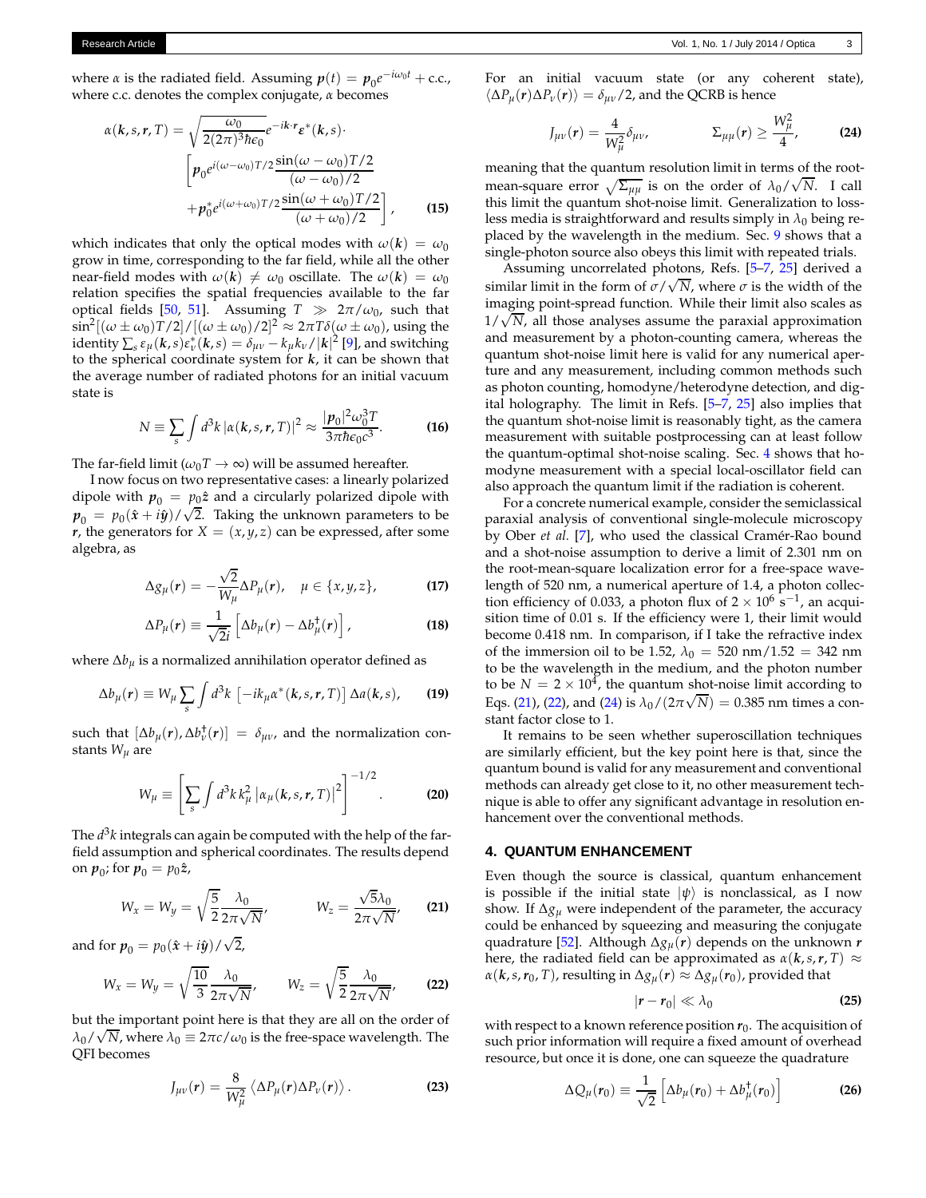where $\alpha$ is the radiated field. Assuming $\boldsymbol{p}(t) = \boldsymbol{p}_0 e^{-i\omega_0 t} + \text{c.c.}$, where c.c. denotes the complex conjugate, $\alpha$ becomes

$$\alpha(\boldsymbol{k}, s, \boldsymbol{r}, T) = \sqrt{\frac{\omega_0}{2(2\pi)^3 \hbar \epsilon_0}} e^{-i\boldsymbol{k}\cdot\boldsymbol{r}} \boldsymbol{\varepsilon}^*(\boldsymbol{k}, s) \cdot \left[\boldsymbol{p}_0 e^{i(\omega-\omega_0)T/2} \frac{\sin(\omega-\omega_0)T/2}{(\omega-\omega_0)/2} + \boldsymbol{p}_0^* e^{i(\omega+\omega_0)T/2} \frac{\sin(\omega+\omega_0)T/2}{(\omega+\omega_0)/2}\right], \tag{15}$$

which indicates that only the optical modes with $\omega(\boldsymbol{k}) = \omega_0$ grow in time, corresponding to the far field, while all the other near-field modes with $\omega(\boldsymbol{k}) \neq \omega_0$ oscillate. The $\omega(\boldsymbol{k}) = \omega_0$ relation specifies the spatial frequencies available to the far optical fields [50, 51]. Assuming $T \gg 2\pi/\omega_0$, such that $\sin^2[(\omega \pm \omega_0)T/2]/[(\omega \pm \omega_0)/2]^2 \approx 2\pi T \delta(\omega \pm \omega_0)$, using the identity $\sum_s \varepsilon_\mu(\boldsymbol{k}, s)\varepsilon_\nu^*(\boldsymbol{k}, s) = \delta_{\mu\nu} - k_\mu k_\nu/|\boldsymbol{k}|^2$ [9], and switching to the spherical coordinate system for $\boldsymbol{k}$, it can be shown that the average number of radiated photons for an initial vacuum state is

$$N \equiv \sum_s \int d^3k \, |\alpha(\boldsymbol{k}, s, \boldsymbol{r}, T)|^2 \approx \frac{|\boldsymbol{p}_0|^2 \omega_0^3 T}{3\pi\hbar\epsilon_0 c^3}. \tag{16}$$

The far-field limit ($\omega_0 T \to \infty$) will be assumed hereafter.

I now focus on two representative cases: a linearly polarized dipole with $\boldsymbol{p}_0 = p_0 \hat{\boldsymbol{z}}$ and a circularly polarized dipole with $\boldsymbol{p}_0 = p_0(\hat{\boldsymbol{x}} + i\hat{\boldsymbol{y}})/\sqrt{2}$. Taking the unknown parameters to be $\boldsymbol{r}$, the generators for $X = (x, y, z)$ can be expressed, after some algebra, as

$$\Delta g_\mu(\boldsymbol{r}) = -\frac{\sqrt{2}}{W_\mu} \Delta P_\mu(\boldsymbol{r}), \quad \mu \in \{x, y, z\}, \tag{17}$$

$$\Delta P_\mu(\boldsymbol{r}) \equiv \frac{1}{\sqrt{2}i}\left[\Delta b_\mu(\boldsymbol{r}) - \Delta b_\mu^\dagger(\boldsymbol{r})\right], \tag{18}$$

where $\Delta b_\mu$ is a normalized annihilation operator defined as

$$\Delta b_\mu(\boldsymbol{r}) \equiv W_\mu \sum_s \int d^3k \left[-ik_\mu \alpha^*(\boldsymbol{k}, s, \boldsymbol{r}, T)\right] \Delta a(\boldsymbol{k}, s), \tag{19}$$

such that $[\Delta b_\mu(\boldsymbol{r}), \Delta b_\nu^\dagger(\boldsymbol{r})] = \delta_{\mu\nu}$, and the normalization constants $W_\mu$ are

$$W_\mu \equiv \left[\sum_s \int d^3k \, k_\mu^2 \, |\alpha_\mu(\boldsymbol{k}, s, \boldsymbol{r}, T)|^2\right]^{-1/2}. \tag{20}$$

The $d^3k$ integrals can again be computed with the help of the far-field assumption and spherical coordinates. The results depend on $\boldsymbol{p}_0$; for $\boldsymbol{p}_0 = p_0\hat{\boldsymbol{z}}$,

$$W_x = W_y = \sqrt{\frac{5}{2}} \frac{\lambda_0}{2\pi\sqrt{N}}, \qquad W_z = \frac{\sqrt{5}\lambda_0}{2\pi\sqrt{N}}, \tag{21}$$

and for $\boldsymbol{p}_0 = p_0(\hat{\boldsymbol{x}} + i\hat{\boldsymbol{y}})/\sqrt{2}$,

$$W_x = W_y = \sqrt{\frac{10}{3}} \frac{\lambda_0}{2\pi\sqrt{N}}, \qquad W_z = \sqrt{\frac{5}{2}} \frac{\lambda_0}{2\pi\sqrt{N}}, \tag{22}$$

but the important point here is that they are all on the order of $\lambda_0/\sqrt{N}$, where $\lambda_0 \equiv 2\pi c/\omega_0$ is the free-space wavelength. The QFI becomes

$$J_{\mu\nu}(\boldsymbol{r}) = \frac{8}{W_\mu^2} \left\langle \Delta P_\mu(\boldsymbol{r}) \Delta P_\nu(\boldsymbol{r}) \right\rangle. \tag{23}$$

For an initial vacuum state (or any coherent state), $\langle \Delta P_\mu(\boldsymbol{r}) \Delta P_\nu(\boldsymbol{r}) \rangle = \delta_{\mu\nu}/2$, and the QCRB is hence

$$J_{\mu\nu}(\boldsymbol{r}) = \frac{4}{W_\mu^2}\delta_{\mu\nu}, \qquad \Sigma_{\mu\mu}(\boldsymbol{r}) \geq \frac{W_\mu^2}{4}, \tag{24}$$

meaning that the quantum resolution limit in terms of the root-mean-square error $\sqrt{\Sigma_{\mu\mu}}$ is on the order of $\lambda_0/\sqrt{N}$. I call this limit the quantum shot-noise limit. Generalization to lossless media is straightforward and results simply in $\lambda_0$ being replaced by the wavelength in the medium. Sec. 9 shows that a single-photon source also obeys this limit with repeated trials.

Assuming uncorrelated photons, Refs. [5–7, 25] derived a similar limit in the form of $\sigma/\sqrt{N}$, where $\sigma$ is the width of the imaging point-spread function. While their limit also scales as $1/\sqrt{N}$, all those analyses assume the paraxial approximation and measurement by a photon-counting camera, whereas the quantum shot-noise limit here is valid for any numerical aperture and any measurement, including common methods such as photon counting, homodyne/heterodyne detection, and digital holography. The limit in Refs. [5–7, 25] also implies that the quantum shot-noise limit is reasonably tight, as the camera measurement with suitable postprocessing can at least follow the quantum-optimal shot-noise scaling. Sec. 4 shows that homodyne measurement with a special local-oscillator field can also approach the quantum limit if the radiation is coherent.

For a concrete numerical example, consider the semiclassical paraxial analysis of conventional single-molecule microscopy by Ober *et al.* [7], who used the classical Cramér-Rao bound and a shot-noise assumption to derive a limit of 2.301 nm on the root-mean-square localization error for a free-space wavelength of 520 nm, a numerical aperture of 1.4, a photon collection efficiency of 0.033, a photon flux of $2 \times 10^6$ s$^{-1}$, an acquisition time of 0.01 s. If the efficiency were 1, their limit would become 0.418 nm. In comparison, if I take the refractive index of the immersion oil to be 1.52, $\lambda_0 = 520$ nm$/1.52 = 342$ nm to be the wavelength in the medium, and the photon number to be $N = 2 \times 10^4$, the quantum shot-noise limit according to Eqs. (21), (22), and (24) is $\lambda_0/(2\pi\sqrt{N}) = 0.385$ nm times a constant factor close to 1.

It remains to be seen whether superoscillation techniques are similarly efficient, but the key point here is that, since the quantum bound is valid for any measurement and conventional methods can already get close to it, no other measurement technique is able to offer any significant advantage in resolution enhancement over the conventional methods.

## 4. QUANTUM ENHANCEMENT

Even though the source is classical, quantum enhancement is possible if the initial state $|\psi\rangle$ is nonclassical, as I now show. If $\Delta g_\mu$ were independent of the parameter, the accuracy could be enhanced by squeezing and measuring the conjugate quadrature [52]. Although $\Delta g_\mu(\boldsymbol{r})$ depends on the unknown $\boldsymbol{r}$ here, the radiated field can be approximated as $\alpha(\boldsymbol{k}, s, \boldsymbol{r}, T) \approx \alpha(\boldsymbol{k}, s, \boldsymbol{r}_0, T)$, resulting in $\Delta g_\mu(\boldsymbol{r}) \approx \Delta g_\mu(\boldsymbol{r}_0)$, provided that

$$|\boldsymbol{r} - \boldsymbol{r}_0| \ll \lambda_0 \tag{25}$$

with respect to a known reference position $\boldsymbol{r}_0$. The acquisition of such prior information will require a fixed amount of overhead resource, but once it is done, one can squeeze the quadrature

$$\Delta Q_\mu(\boldsymbol{r}_0) \equiv \frac{1}{\sqrt{2}}\left[\Delta b_\mu(\boldsymbol{r}_0) + \Delta b_\mu^\dagger(\boldsymbol{r}_0)\right] \tag{26}$$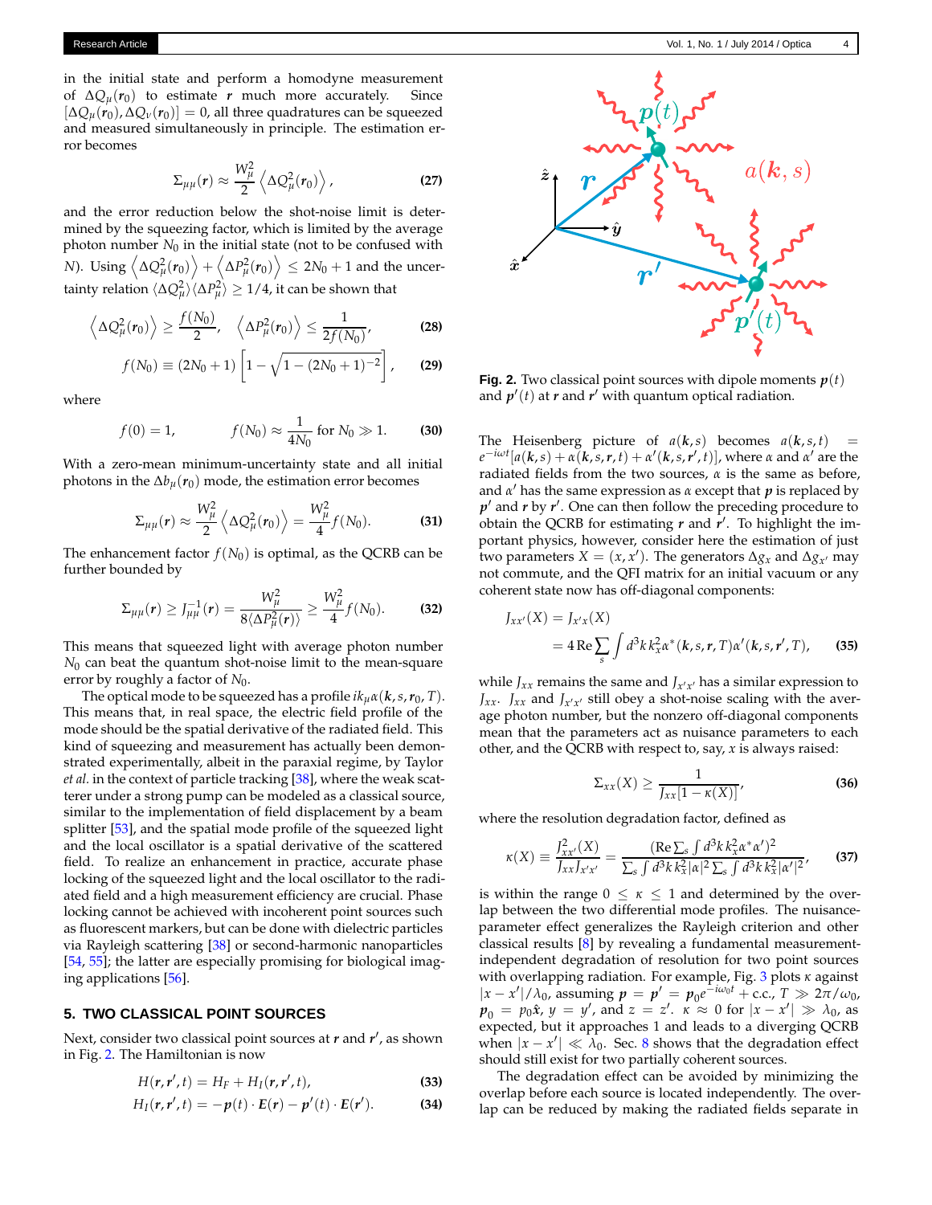in the initial state and perform a homodyne measurement of $\Delta Q_\mu(\boldsymbol{r}_0)$ to estimate $\boldsymbol{r}$ much more accurately. Since $[\Delta Q_\mu(\boldsymbol{r}_0), \Delta Q_\nu(\boldsymbol{r}_0)] = 0$, all three quadratures can be squeezed and measured simultaneously in principle. The estimation error becomes

$$\Sigma_{\mu\mu}(\boldsymbol{r}) \approx \frac{W_\mu^2}{2} \left\langle \Delta Q_\mu^2(\boldsymbol{r}_0) \right\rangle, \tag{27}$$

and the error reduction below the shot-noise limit is determined by the squeezing factor, which is limited by the average photon number $N_0$ in the initial state (not to be confused with $N$). Using $\left\langle \Delta Q_\mu^2(\boldsymbol{r}_0) \right\rangle + \left\langle \Delta P_\mu^2(\boldsymbol{r}_0) \right\rangle \le 2N_0 + 1$ and the uncertainty relation $\langle \Delta Q_\mu^2 \rangle \langle \Delta P_\mu^2 \rangle \ge 1/4$, it can be shown that

$$\left\langle \Delta Q_\mu^2(\boldsymbol{r}_0) \right\rangle \ge \frac{f(N_0)}{2}, \quad \left\langle \Delta P_\mu^2(\boldsymbol{r}_0) \right\rangle \le \frac{1}{2f(N_0)}, \tag{28}$$

$$f(N_0) \equiv (2N_0 + 1)\left[1 - \sqrt{1 - (2N_0+1)^{-2}}\right], \tag{29}$$

where

$$f(0) = 1, \qquad f(N_0) \approx \frac{1}{4N_0} \text{ for } N_0 \gg 1. \tag{30}$$

With a zero-mean minimum-uncertainty state and all initial photons in the $\Delta b_\mu(\boldsymbol{r}_0)$ mode, the estimation error becomes

$$\Sigma_{\mu\mu}(\boldsymbol{r}) \approx \frac{W_\mu^2}{2} \left\langle \Delta Q_\mu^2(\boldsymbol{r}_0) \right\rangle = \frac{W_\mu^2}{4} f(N_0). \tag{31}$$

The enhancement factor $f(N_0)$ is optimal, as the QCRB can be further bounded by

$$\Sigma_{\mu\mu}(\boldsymbol{r}) \ge J_{\mu\mu}^{-1}(\boldsymbol{r}) = \frac{W_\mu^2}{8\langle \Delta P_\mu^2(\boldsymbol{r}) \rangle} \ge \frac{W_\mu^2}{4} f(N_0). \tag{32}$$

This means that squeezed light with average photon number $N_0$ can beat the quantum shot-noise limit to the mean-square error by roughly a factor of $N_0$.

The optical mode to be squeezed has a profile $ik_\mu \alpha(\boldsymbol{k}, s, \boldsymbol{r}_0, T)$. This means that, in real space, the electric field profile of the mode should be the spatial derivative of the radiated field. This kind of squeezing and measurement has actually been demonstrated experimentally, albeit in the paraxial regime, by Taylor *et al.* in the context of particle tracking [38], where the weak scatterer under a strong pump can be modeled as a classical source, similar to the implementation of field displacement by a beam splitter [53], and the spatial mode profile of the squeezed light and the local oscillator is a spatial derivative of the scattered field. To realize an enhancement in practice, accurate phase locking of the squeezed light and the local oscillator to the radiated field and a high measurement efficiency are crucial. Phase locking cannot be achieved with incoherent point sources such as fluorescent markers, but can be done with dielectric particles via Rayleigh scattering [38] or second-harmonic nanoparticles [54, 55]; the latter are especially promising for biological imaging applications [56].

## 5. TWO CLASSICAL POINT SOURCES

Next, consider two classical point sources at $\boldsymbol{r}$ and $\boldsymbol{r}'$, as shown in Fig. 2. The Hamiltonian is now

$$H(\boldsymbol{r}, \boldsymbol{r}', t) = H_F + H_I(\boldsymbol{r}, \boldsymbol{r}', t), \tag{33}$$

$$H_I(\boldsymbol{r}, \boldsymbol{r}', t) = -\boldsymbol{p}(t) \cdot \boldsymbol{E}(\boldsymbol{r}) - \boldsymbol{p}'(t) \cdot \boldsymbol{E}(\boldsymbol{r}'). \tag{34}$$

**Fig. 2.** Two classical point sources with dipole moments $\boldsymbol{p}(t)$ and $\boldsymbol{p}'(t)$ at $\boldsymbol{r}$ and $\boldsymbol{r}'$ with quantum optical radiation.

The Heisenberg picture of $a(\boldsymbol{k}, s)$ becomes $a(\boldsymbol{k}, s, t) = e^{-i\omega t}[a(\boldsymbol{k}, s) + \alpha(\boldsymbol{k}, s, \boldsymbol{r}, t) + \alpha'(\boldsymbol{k}, s, \boldsymbol{r}', t)]$, where $\alpha$ and $\alpha'$ are the radiated fields from the two sources, $\alpha$ is the same as before, and $\alpha'$ has the same expression as $\alpha$ except that $\boldsymbol{p}$ is replaced by $\boldsymbol{p}'$ and $\boldsymbol{r}$ by $\boldsymbol{r}'$. One can then follow the preceding procedure to obtain the QCRB for estimating $\boldsymbol{r}$ and $\boldsymbol{r}'$. To highlight the important physics, however, consider here the estimation of just two parameters $X = (x, x')$. The generators $\Delta g_x$ and $\Delta g_{x'}$ may not commute, and the QFI matrix for an initial vacuum or any coherent state now has off-diagonal components:

$$J_{xx'}(X) = J_{x'x}(X) = 4\,\mathrm{Re} \sum_s \int d^3k\, k_x^2 \alpha^*(\boldsymbol{k}, s, \boldsymbol{r}, T) \alpha'(\boldsymbol{k}, s, \boldsymbol{r}', T), \tag{35}$$

while $J_{xx}$ remains the same and $J_{x'x'}$ has a similar expression to $J_{xx}$. $J_{xx}$ and $J_{x'x'}$ still obey a shot-noise scaling with the average photon number, but the nonzero off-diagonal components mean that the parameters act as nuisance parameters to each other, and the QCRB with respect to, say, $x$ is always raised:

$$\Sigma_{xx}(X) \ge \frac{1}{J_{xx}[1 - \kappa(X)]}, \tag{36}$$

where the resolution degradation factor, defined as

$$\kappa(X) \equiv \frac{J_{xx'}^2(X)}{J_{xx}J_{x'x'}} = \frac{(\mathrm{Re} \sum_s \int d^3k\, k_x^2 \alpha^* \alpha')^2}{\sum_s \int d^3k\, k_x^2 |\alpha|^2 \sum_s \int d^3k\, k_x^2 |\alpha'|^2}, \tag{37}$$

is within the range $0 \le \kappa \le 1$ and determined by the overlap between the two differential mode profiles. The nuisance-parameter effect generalizes the Rayleigh criterion and other classical results [8] by revealing a fundamental measurement-independent degradation of resolution for two point sources with overlapping radiation. For example, Fig. 3 plots $\kappa$ against $|x - x'|/\lambda_0$, assuming $\boldsymbol{p} = \boldsymbol{p}' = \boldsymbol{p}_0 e^{-i\omega_0 t} + \text{c.c.}$, $T \gg 2\pi/\omega_0$, $\boldsymbol{p}_0 = p_0\hat{\boldsymbol{x}}$, $y = y'$, and $z = z'$. $\kappa \approx 0$ for $|x - x'| \gg \lambda_0$, as expected, but it approaches 1 and leads to a diverging QCRB when $|x - x'| \ll \lambda_0$. Sec. 8 shows that the degradation effect should still exist for two partially coherent sources.

The degradation effect can be avoided by minimizing the overlap before each source is located independently. The overlap can be reduced by making the radiated fields separate in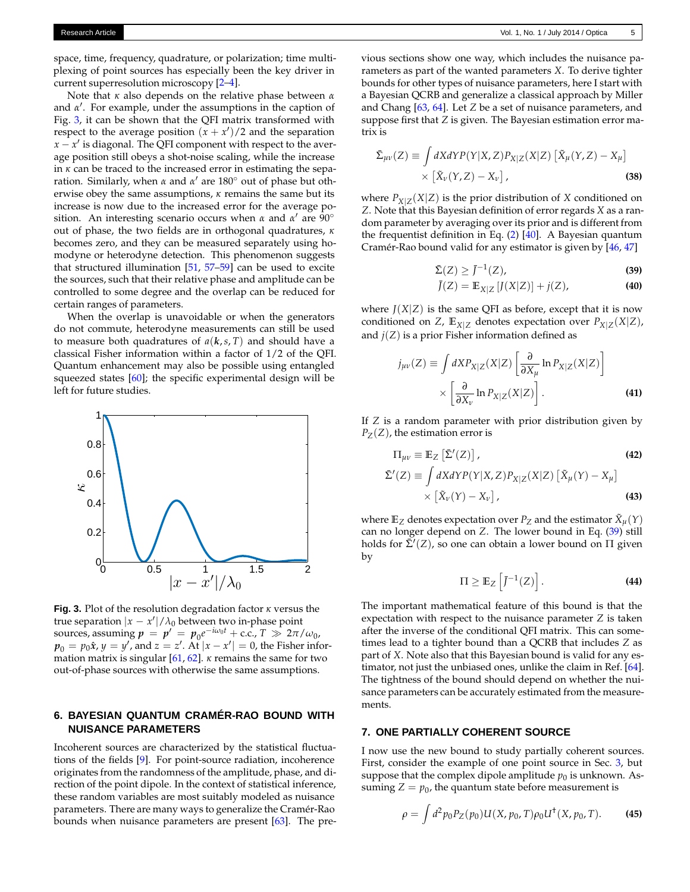space, time, frequency, quadrature, or polarization; time multiplexing of point sources has especially been the key driver in current superresolution microscopy [2–4].

Note that $\kappa$ also depends on the relative phase between $\alpha$ and $\alpha'$. For example, under the assumptions in the caption of Fig. 3, it can be shown that the QFI matrix transformed with respect to the average position $(x+x')/2$ and the separation $x-x'$ is diagonal. The QFI component with respect to the average position still obeys a shot-noise scaling, while the increase in $\kappa$ can be traced to the increased error in estimating the separation. Similarly, when $\alpha$ and $\alpha'$ are 180° out of phase but otherwise obey the same assumptions, $\kappa$ remains the same but its increase is now due to the increased error for the average position. An interesting scenario occurs when $\alpha$ and $\alpha'$ are 90° out of phase, the two fields are in orthogonal quadratures, $\kappa$ becomes zero, and they can be measured separately using homodyne or heterodyne detection. This phenomenon suggests that structured illumination [51, 57–59] can be used to excite the sources, such that their relative phase and amplitude can be controlled to some degree and the overlap can be reduced for certain ranges of parameters.

When the overlap is unavoidable or when the generators do not commute, heterodyne measurements can still be used to measure both quadratures of $a(\boldsymbol{k}, s, T)$ and should have a classical Fisher information within a factor of 1/2 of the QFI. Quantum enhancement may also be possible using entangled squeezed states [60]; the specific experimental design will be left for future studies.

**Fig. 3.** Plot of the resolution degradation factor $\kappa$ versus the true separation $|x-x'|/\lambda_0$ between two in-phase point sources, assuming $\boldsymbol{p} = \boldsymbol{p}' = \boldsymbol{p}_0 e^{-i\omega_0 t} + \text{c.c.}$, $T \gg 2\pi/\omega_0$, $\boldsymbol{p}_0 = p_0\hat{\boldsymbol{x}}$, $y = y'$, and $z = z'$. At $|x-x'| = 0$, the Fisher information matrix is singular [61, 62]. $\kappa$ remains the same for two out-of-phase sources with otherwise the same assumptions.

## 6. BAYESIAN QUANTUM CRAMÉR-RAO BOUND WITH NUISANCE PARAMETERS

Incoherent sources are characterized by the statistical fluctuations of the fields [9]. For point-source radiation, incoherence originates from the randomness of the amplitude, phase, and direction of the point dipole. In the context of statistical inference, these random variables are most suitably modeled as nuisance parameters. There are many ways to generalize the Cramér-Rao bounds when nuisance parameters are present [63]. The previous sections show one way, which includes the nuisance parameters as part of the wanted parameters $X$. To derive tighter bounds for other types of nuisance parameters, here I start with a Bayesian QCRB and generalize a classical approach by Miller and Chang [63, 64]. Let $Z$ be a set of nuisance parameters, and suppose first that $Z$ is given. The Bayesian estimation error matrix is

$$\bar{\Sigma}_{\mu\nu}(Z) \equiv \int dXdYP(Y|X,Z)P_{X|Z}(X|Z)\left[\tilde{X}_\mu(Y,Z) - X_\mu\right] \times \left[\tilde{X}_\nu(Y,Z) - X_\nu\right], \tag{38}$$

where $P_{X|Z}(X|Z)$ is the prior distribution of $X$ conditioned on $Z$. Note that this Bayesian definition of error regards $X$ as a random parameter by averaging over its prior and is different from the frequentist definition in Eq. (2) [40]. A Bayesian quantum Cramér-Rao bound valid for any estimator is given by [46, 47]

$$\bar{\Sigma}(Z) \geq \bar{J}^{-1}(Z), \tag{39}$$

$$\bar{J}(Z) = \mathbb{E}_{X|Z}\left[J(X|Z)\right] + j(Z), \tag{40}$$

where $J(X|Z)$ is the same QFI as before, except that it is now conditioned on $Z$, $\mathbb{E}_{X|Z}$ denotes expectation over $P_{X|Z}(X|Z)$, and $j(Z)$ is a prior Fisher information defined as

$$j_{\mu\nu}(Z) \equiv \int dXP_{X|Z}(X|Z)\left[\frac{\partial}{\partial X_\mu}\ln P_{X|Z}(X|Z)\right] \times \left[\frac{\partial}{\partial X_\nu}\ln P_{X|Z}(X|Z)\right]. \tag{41}$$

If $Z$ is a random parameter with prior distribution given by $P_Z(Z)$, the estimation error is

$$\Pi_{\mu\nu} \equiv \mathbb{E}_Z\left[\bar{\Sigma}'(Z)\right], \tag{42}$$

$$\bar{\Sigma}'(Z) \equiv \int dXdYP(Y|X,Z)P_{X|Z}(X|Z)\left[\tilde{X}_\mu(Y) - X_\mu\right] \times \left[\tilde{X}_\nu(Y) - X_\nu\right], \tag{43}$$

where $\mathbb{E}_Z$ denotes expectation over $P_Z$ and the estimator $\tilde{X}_\mu(Y)$ can no longer depend on $Z$. The lower bound in Eq. (39) still holds for $\bar{\Sigma}'(Z)$, so one can obtain a lower bound on $\Pi$ given by

$$\Pi \geq \mathbb{E}_Z\left[\bar{J}^{-1}(Z)\right]. \tag{44}$$

The important mathematical feature of this bound is that the expectation with respect to the nuisance parameter $Z$ is taken after the inverse of the conditional QFI matrix. This can sometimes lead to a tighter bound than a QCRB that includes $Z$ as part of $X$. Note also that this Bayesian bound is valid for any estimator, not just the unbiased ones, unlike the claim in Ref. [64]. The tightness of the bound should depend on whether the nuisance parameters can be accurately estimated from the measurements.

## 7. ONE PARTIALLY COHERENT SOURCE

I now use the new bound to study partially coherent sources. First, consider the example of one point source in Sec. 3, but suppose that the complex dipole amplitude $p_0$ is unknown. Assuming $Z = p_0$, the quantum state before measurement is

$$\rho = \int d^2p_0 P_Z(p_0)U(X, p_0, T)\rho_0 U^\dagger(X, p_0, T). \tag{45}$$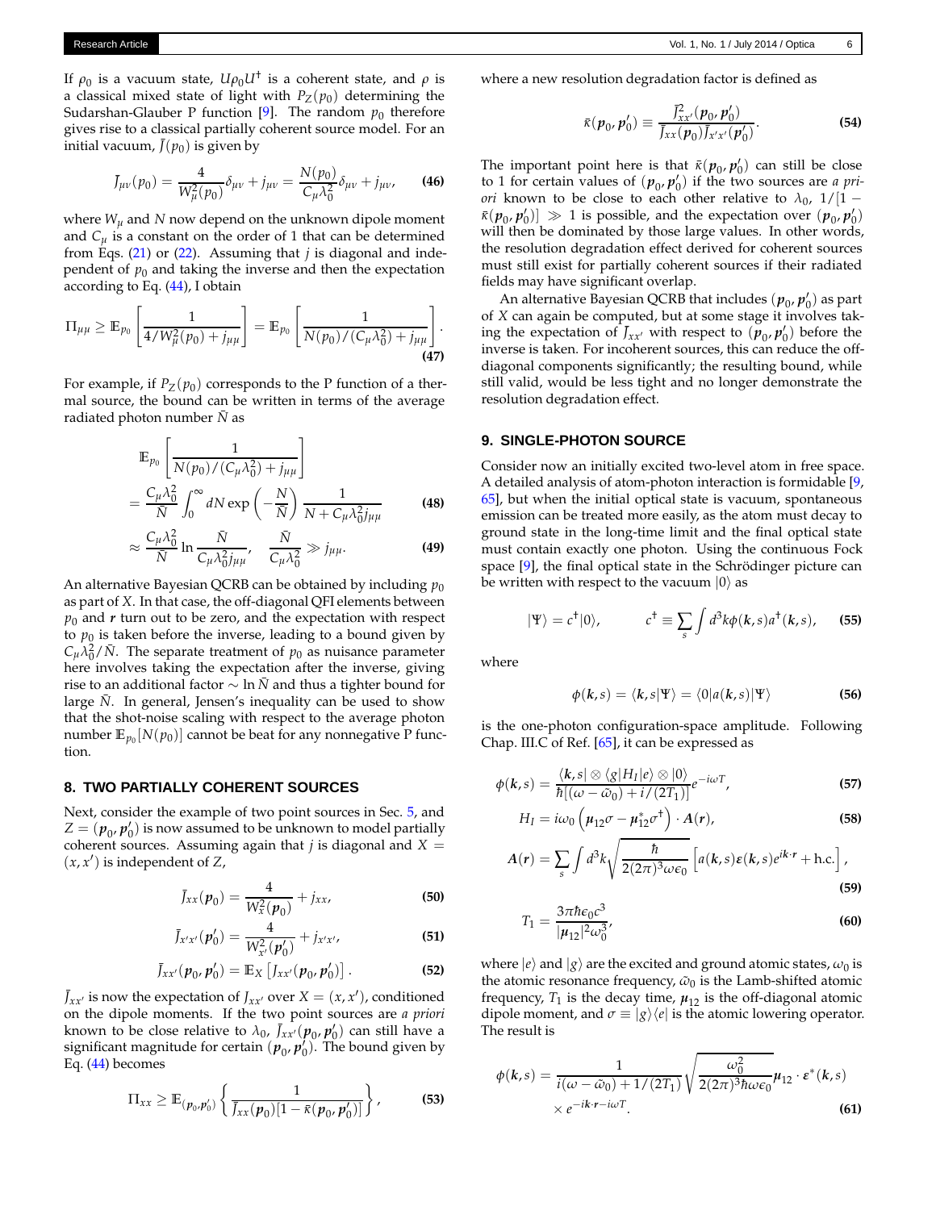If $\rho_0$ is a vacuum state, $U\rho_0 U^\dagger$ is a coherent state, and $\rho$ is a classical mixed state of light with $P_Z(p_0)$ determining the Sudarshan-Glauber P function [9]. The random $p_0$ therefore gives rise to a classical partially coherent source model. For an initial vacuum, $\tilde{J}(p_0)$ is given by

$$\tilde{J}_{\mu\nu}(p_0) = \frac{4}{W_\mu^2(p_0)}\delta_{\mu\nu} + j_{\mu\nu} = \frac{N(p_0)}{C_\mu \lambda_0^2}\delta_{\mu\nu} + j_{\mu\nu}, \tag{46}$$

where $W_\mu$ and $N$ now depend on the unknown dipole moment and $C_\mu$ is a constant on the order of 1 that can be determined from Eqs. (21) or (22). Assuming that $j$ is diagonal and independent of $p_0$ and taking the inverse and then the expectation according to Eq. (44), I obtain

$$\Pi_{\mu\mu} \geq \mathbb{E}_{p_0}\left[\frac{1}{4/W_\mu^2(p_0) + j_{\mu\mu}}\right] = \mathbb{E}_{p_0}\left[\frac{1}{N(p_0)/(C_\mu\lambda_0^2) + j_{\mu\mu}}\right]. \tag{47}$$

For example, if $P_Z(p_0)$ corresponds to the P function of a thermal source, the bound can be written in terms of the average radiated photon number $\bar{N}$ as

$$\mathbb{E}_{p_0}\left[\frac{1}{N(p_0)/(C_\mu\lambda_0^2) + j_{\mu\mu}}\right] = \frac{C_\mu\lambda_0^2}{\bar{N}}\int_0^\infty dN \exp\left(-\frac{N}{\bar{N}}\right)\frac{1}{N + C_\mu\lambda_0^2 j_{\mu\mu}} \tag{48}$$

$$\approx \frac{C_\mu\lambda_0^2}{\bar{N}}\ln\frac{\bar{N}}{C_\mu\lambda_0^2 j_{\mu\mu}}, \quad \frac{\bar{N}}{C_\mu\lambda_0^2} \gg j_{\mu\mu}. \tag{49}$$

An alternative Bayesian QCRB can be obtained by including $p_0$ as part of $X$. In that case, the off-diagonal QFI elements between $p_0$ and $\boldsymbol{r}$ turn out to be zero, and the expectation with respect to $p_0$ is taken before the inverse, leading to a bound given by $C_\mu\lambda_0^2/\bar{N}$. The separate treatment of $p_0$ as nuisance parameter here involves taking the expectation after the inverse, giving rise to an additional factor $\sim \ln\bar{N}$ and thus a tighter bound for large $\bar{N}$. In general, Jensen's inequality can be used to show that the shot-noise scaling with respect to the average photon number $\mathbb{E}_{p_0}[N(p_0)]$ cannot be beat for any nonnegative P function.

## 8. TWO PARTIALLY COHERENT SOURCES

Next, consider the example of two point sources in Sec. 5, and $Z = (\boldsymbol{p}_0, \boldsymbol{p}_0')$ is now assumed to be unknown to model partially coherent sources. Assuming again that $j$ is diagonal and $X = (x, x')$ is independent of $Z$,

$$\tilde{J}_{xx}(\boldsymbol{p}_0) = \frac{4}{W_x^2(\boldsymbol{p}_0)} + j_{xx}, \tag{50}$$

$$\tilde{J}_{x'x'}(\boldsymbol{p}_0') = \frac{4}{W_{x'}^2(\boldsymbol{p}_0')} + j_{x'x'}, \tag{51}$$

$$\tilde{J}_{xx'}(\boldsymbol{p}_0, \boldsymbol{p}_0') = \mathbb{E}_X\left[J_{xx'}(\boldsymbol{p}_0, \boldsymbol{p}_0')\right]. \tag{52}$$

$\tilde{J}_{xx'}$ is now the expectation of $J_{xx'}$ over $X = (x, x')$, conditioned on the dipole moments. If the two point sources are *a priori* known to be close relative to $\lambda_0$, $\tilde{J}_{xx'}(\boldsymbol{p}_0, \boldsymbol{p}_0')$ can still have a significant magnitude for certain $(\boldsymbol{p}_0, \boldsymbol{p}_0')$. The bound given by Eq. (44) becomes

$$\Pi_{xx} \geq \mathbb{E}_{(\boldsymbol{p}_0,\boldsymbol{p}_0')}\left\{\frac{1}{\tilde{J}_{xx}(\boldsymbol{p}_0)[1 - \tilde{\kappa}(\boldsymbol{p}_0, \boldsymbol{p}_0')]}\right\}, \tag{53}$$

where a new resolution degradation factor is defined as

$$\tilde{\kappa}(\boldsymbol{p}_0, \boldsymbol{p}_0') \equiv \frac{\tilde{J}_{xx'}^2(\boldsymbol{p}_0, \boldsymbol{p}_0')}{\tilde{J}_{xx}(\boldsymbol{p}_0)\tilde{J}_{x'x'}(\boldsymbol{p}_0')}. \tag{54}$$

The important point here is that $\tilde{\kappa}(\boldsymbol{p}_0, \boldsymbol{p}_0')$ can still be close to 1 for certain values of $(\boldsymbol{p}_0, \boldsymbol{p}_0')$ if the two sources are *a priori* known to be close to each other relative to $\lambda_0$, $1/[1 - \tilde{\kappa}(\boldsymbol{p}_0, \boldsymbol{p}_0')] \gg 1$ is possible, and the expectation over $(\boldsymbol{p}_0, \boldsymbol{p}_0')$ will then be dominated by those large values. In other words, the resolution degradation effect derived for coherent sources must still exist for partially coherent sources if their radiated fields may have significant overlap.

An alternative Bayesian QCRB that includes $(\boldsymbol{p}_0, \boldsymbol{p}_0')$ as part of $X$ can again be computed, but at some stage it involves taking the expectation of $J_{xx'}$ with respect to $(\boldsymbol{p}_0, \boldsymbol{p}_0')$ before the inverse is taken. For incoherent sources, this can reduce the off-diagonal components significantly; the resulting bound, while still valid, would be less tight and no longer demonstrate the resolution degradation effect.

## 9. SINGLE-PHOTON SOURCE

Consider now an initially excited two-level atom in free space. A detailed analysis of atom-photon interaction is formidable [9, 65], but when the initial optical state is vacuum, spontaneous emission can be treated more easily, as the atom must decay to ground state in the long-time limit and the final optical state must contain exactly one photon. Using the continuous Fock space [9], the final optical state in the Schrödinger picture can be written with respect to the vacuum $|0\rangle$ as

$$|\Psi\rangle = c^\dagger|0\rangle, \qquad c^\dagger \equiv \sum_s \int d^3k \phi(\boldsymbol{k}, s) a^\dagger(\boldsymbol{k}, s), \tag{55}$$

where

$$\phi(\boldsymbol{k}, s) = \langle \boldsymbol{k}, s|\Psi\rangle = \langle 0|a(\boldsymbol{k}, s)|\Psi\rangle \tag{56}$$

is the one-photon configuration-space amplitude. Following Chap. III.C of Ref. [65], it can be expressed as

$$\phi(\boldsymbol{k}, s) = \frac{\langle \boldsymbol{k}, s| \otimes \langle g|H_I|e\rangle \otimes |0\rangle}{\hbar[(\omega - \tilde{\omega}_0) + i/(2T_1)]}e^{-i\omega T}, \tag{57}$$

$$H_I = i\omega_0\left(\boldsymbol{\mu}_{12}\sigma - \boldsymbol{\mu}_{12}^*\sigma^\dagger\right) \cdot \boldsymbol{A}(\boldsymbol{r}), \tag{58}$$

$$\boldsymbol{A}(\boldsymbol{r}) = \sum_s \int d^3k \sqrt{\frac{\hbar}{2(2\pi)^3\omega\epsilon_0}}\left[a(\boldsymbol{k}, s)\boldsymbol{\varepsilon}(\boldsymbol{k}, s)e^{i\boldsymbol{k}\cdot\boldsymbol{r}} + \text{h.c.}\right], \tag{59}$$

$$T_1 = \frac{3\pi\hbar\epsilon_0 c^3}{|\boldsymbol{\mu}_{12}|^2\omega_0^3}, \tag{60}$$

where $|e\rangle$ and $|g\rangle$ are the excited and ground atomic states, $\omega_0$ is the atomic resonance frequency, $\tilde{\omega}_0$ is the Lamb-shifted atomic frequency, $T_1$ is the decay time, $\boldsymbol{\mu}_{12}$ is the off-diagonal atomic dipole moment, and $\sigma \equiv |g\rangle\langle e|$ is the atomic lowering operator. The result is

$$\phi(\boldsymbol{k}, s) = \frac{1}{i(\omega - \tilde{\omega}_0) + 1/(2T_1)}\sqrt{\frac{\omega_0^2}{2(2\pi)^3\hbar\omega\epsilon_0}}\boldsymbol{\mu}_{12} \cdot \boldsymbol{\varepsilon}^*(\boldsymbol{k}, s) \times e^{-i\boldsymbol{k}\cdot\boldsymbol{r} - i\omega T}. \tag{61}$$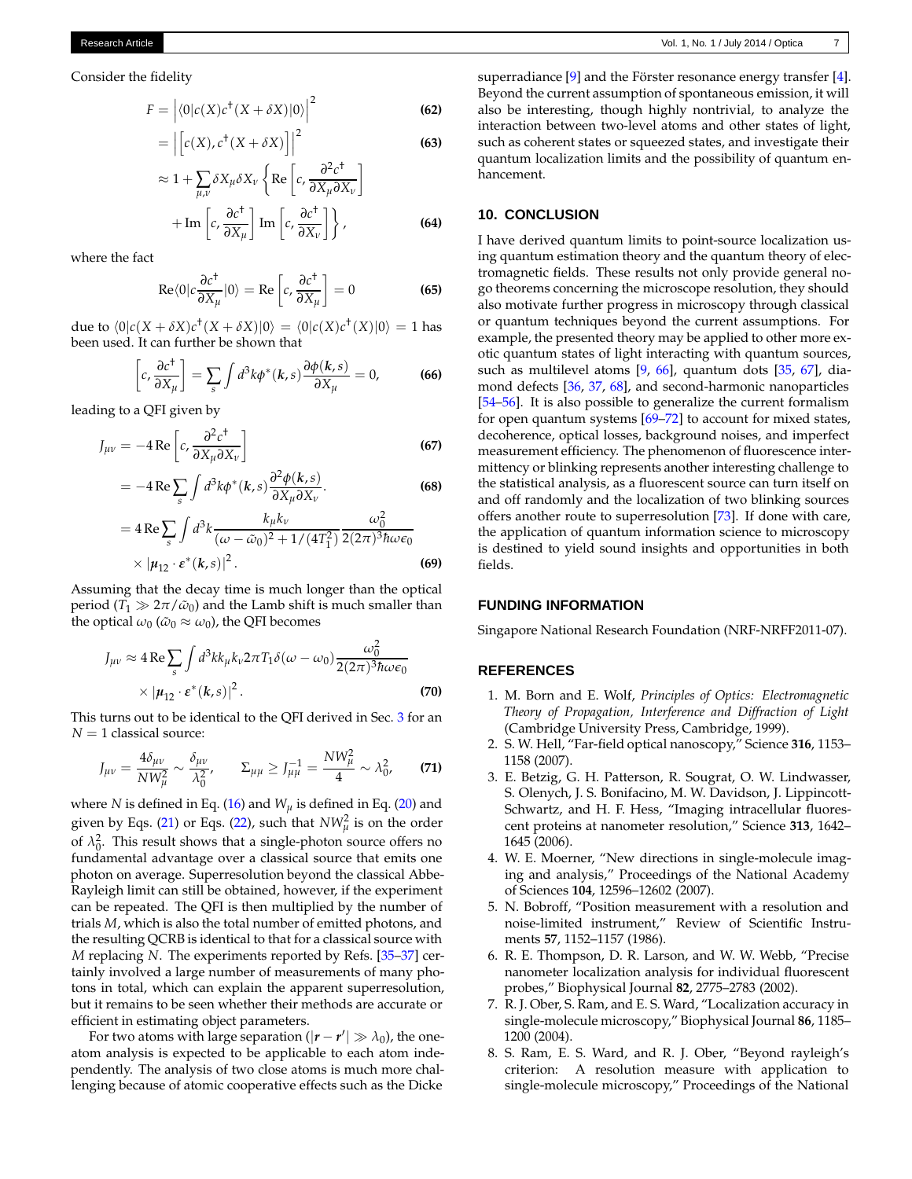Consider the fidelity

$$F = \left|\langle 0|c(X)c^\dagger(X+\delta X)|0\rangle\right|^2 \tag{62}$$

$$= \left|\left[c(X), c^\dagger(X+\delta X)\right]\right|^2 \tag{63}$$

$$\approx 1 + \sum_{\mu,\nu}\delta X_\mu \delta X_\nu \left\{ \mathrm{Re}\left[c, \frac{\partial^2 c^\dagger}{\partial X_\mu \partial X_\nu}\right] + \mathrm{Im}\left[c, \frac{\partial c^\dagger}{\partial X_\mu}\right] \mathrm{Im}\left[c, \frac{\partial c^\dagger}{\partial X_\nu}\right]\right\}, \tag{64}$$

where the fact

$$\mathrm{Re}\langle 0|c\frac{\partial c^\dagger}{\partial X_\mu}|0\rangle = \mathrm{Re}\left[c, \frac{\partial c^\dagger}{\partial X_\mu}\right] = 0 \tag{65}$$

due to $\langle 0|c(X+\delta X)c^\dagger(X+\delta X)|0\rangle = \langle 0|c(X)c^\dagger(X)|0\rangle = 1$ has been used. It can further be shown that

$$\left[c, \frac{\partial c^\dagger}{\partial X_\mu}\right] = \sum_s \int d^3k \phi^*(\boldsymbol{k},s)\frac{\partial \phi(\boldsymbol{k},s)}{\partial X_\mu} = 0, \tag{66}$$

leading to a QFI given by

$$J_{\mu\nu} = -4\,\mathrm{Re}\left[c, \frac{\partial^2 c^\dagger}{\partial X_\mu \partial X_\nu}\right] \tag{67}$$

$$= -4\,\mathrm{Re}\sum_s \int d^3k \phi^*(\boldsymbol{k},s)\frac{\partial^2 \phi(\boldsymbol{k},s)}{\partial X_\mu \partial X_\nu}. \tag{68}$$

$$= 4\,\mathrm{Re}\sum_s \int d^3k \frac{k_\mu k_\nu}{(\omega-\tilde{\omega}_0)^2 + 1/(4T_1^2)} \frac{\omega_0^2}{2(2\pi)^3\hbar\omega\epsilon_0} \times |\boldsymbol{\mu}_{12}\cdot\boldsymbol{\varepsilon}^*(\boldsymbol{k},s)|^2. \tag{69}$$

Assuming that the decay time is much longer than the optical period ($T_1 \gg 2\pi/\tilde{\omega}_0$) and the Lamb shift is much smaller than the optical $\omega_0$ ($\tilde{\omega}_0 \approx \omega_0$), the QFI becomes

$$J_{\mu\nu} \approx 4\,\mathrm{Re}\sum_s \int d^3k k_\mu k_\nu 2\pi T_1 \delta(\omega-\omega_0)\frac{\omega_0^2}{2(2\pi)^3\hbar\omega\epsilon_0} \times |\boldsymbol{\mu}_{12}\cdot\boldsymbol{\varepsilon}^*(\boldsymbol{k},s)|^2. \tag{70}$$

This turns out to be identical to the QFI derived in Sec. 3 for an $N=1$ classical source:

$$J_{\mu\nu} = \frac{4\delta_{\mu\nu}}{NW_\mu^2} \sim \frac{\delta_{\mu\nu}}{\lambda_0^2}, \qquad \Sigma_{\mu\mu} \geq J_{\mu\mu}^{-1} = \frac{NW_\mu^2}{4} \sim \lambda_0^2, \tag{71}$$

where $N$ is defined in Eq. (16) and $W_\mu$ is defined in Eq. (20) and given by Eqs. (21) or Eqs. (22), such that $NW_\mu^2$ is on the order of $\lambda_0^2$. This result shows that a single-photon source offers no fundamental advantage over a classical source that emits one photon on average. Superresolution beyond the classical Abbe-Rayleigh limit can still be obtained, however, if the experiment can be repeated. The QFI is then multiplied by the number of trials $M$, which is also the total number of emitted photons, and the resulting QCRB is identical to that for a classical source with $M$ replacing $N$. The experiments reported by Refs. [35–37] certainly involved a large number of measurements of many photons in total, which can explain the apparent superresolution, but it remains to be seen whether their methods are accurate or efficient in estimating object parameters.

For two atoms with large separation ($|\boldsymbol{r}-\boldsymbol{r}'| \gg \lambda_0$), the one-atom analysis is expected to be applicable to each atom independently. The analysis of two close atoms is much more challenging because of atomic cooperative effects such as the Dicke superradiance [9] and the Förster resonance energy transfer [4]. Beyond the current assumption of spontaneous emission, it will also be interesting, though highly nontrivial, to analyze the interaction between two-level atoms and other states of light, such as coherent states or squeezed states, and investigate their quantum localization limits and the possibility of quantum enhancement.

## 10. CONCLUSION

I have derived quantum limits to point-source localization using quantum estimation theory and the quantum theory of electromagnetic fields. These results not only provide general no-go theorems concerning the microscope resolution, they should also motivate further progress in microscopy through classical or quantum techniques beyond the current assumptions. For example, the presented theory may be applied to other more exotic quantum states of light interacting with quantum sources, such as multilevel atoms [9, 66], quantum dots [35, 67], diamond defects [36, 37, 68], and second-harmonic nanoparticles [54–56]. It is also possible to generalize the current formalism for open quantum systems [69–72] to account for mixed states, decoherence, optical losses, background noises, and imperfect measurement efficiency. The phenomenon of fluorescence intermittency or blinking represents another interesting challenge to the statistical analysis, as a fluorescent source can turn itself on and off randomly and the localization of two blinking sources offers another route to superresolution [73]. If done with care, the application of quantum information science to microscopy is destined to yield sound insights and opportunities in both fields.

## FUNDING INFORMATION

Singapore National Research Foundation (NRF-NRFF2011-07).

## REFERENCES

1. M. Born and E. Wolf, *Principles of Optics: Electromagnetic Theory of Propagation, Interference and Diffraction of Light* (Cambridge University Press, Cambridge, 1999).
2. S. W. Hell, "Far-field optical nanoscopy," Science **316**, 1153–1158 (2007).
3. E. Betzig, G. H. Patterson, R. Sougrat, O. W. Lindwasser, S. Olenych, J. S. Bonifacino, M. W. Davidson, J. Lippincott-Schwartz, and H. F. Hess, "Imaging intracellular fluorescent proteins at nanometer resolution," Science **313**, 1642–1645 (2006).
4. W. E. Moerner, "New directions in single-molecule imaging and analysis," Proceedings of the National Academy of Sciences **104**, 12596–12602 (2007).
5. N. Bobroff, "Position measurement with a resolution and noise-limited instrument," Review of Scientific Instruments **57**, 1152–1157 (1986).
6. R. E. Thompson, D. R. Larson, and W. W. Webb, "Precise nanometer localization analysis for individual fluorescent probes," Biophysical Journal **82**, 2775–2783 (2002).
7. R. J. Ober, S. Ram, and E. S. Ward, "Localization accuracy in single-molecule microscopy," Biophysical Journal **86**, 1185–1200 (2004).
8. S. Ram, E. S. Ward, and R. J. Ober, "Beyond rayleigh's criterion: A resolution measure with application to single-molecule microscopy," Proceedings of the National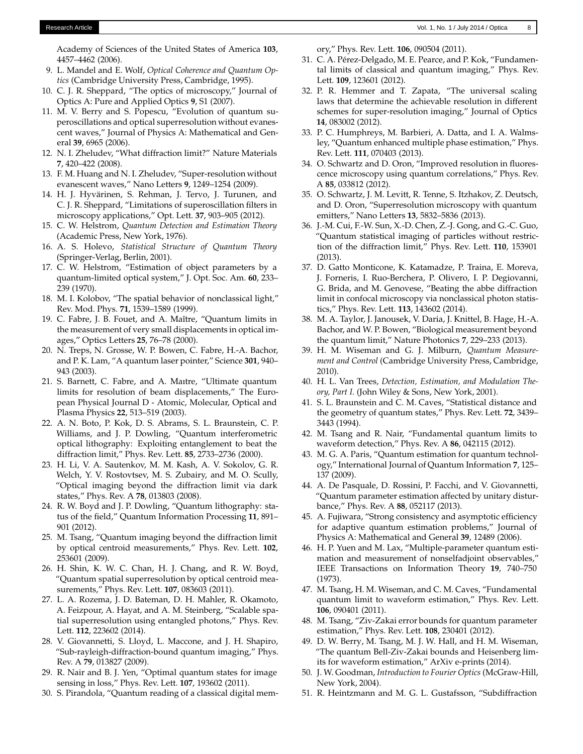Academy of Sciences of the United States of America **103**, 4457–4462 (2006).

9. L. Mandel and E. Wolf, *Optical Coherence and Quantum Optics* (Cambridge University Press, Cambridge, 1995).
10. C. J. R. Sheppard, "The optics of microscopy," Journal of Optics A: Pure and Applied Optics **9**, S1 (2007).
11. M. V. Berry and S. Popescu, "Evolution of quantum superoscillations and optical superresolution without evanescent waves," Journal of Physics A: Mathematical and General **39**, 6965 (2006).
12. N. I. Zheludev, "What diffraction limit?" Nature Materials **7**, 420–422 (2008).
13. F. M. Huang and N. I. Zheludev, "Super-resolution without evanescent waves," Nano Letters **9**, 1249–1254 (2009).
14. H. J. Hyvärinen, S. Rehman, J. Tervo, J. Turunen, and C. J. R. Sheppard, "Limitations of superoscillation filters in microscopy applications," Opt. Lett. **37**, 903–905 (2012).
15. C. W. Helstrom, *Quantum Detection and Estimation Theory* (Academic Press, New York, 1976).
16. A. S. Holevo, *Statistical Structure of Quantum Theory* (Springer-Verlag, Berlin, 2001).
17. C. W. Helstrom, "Estimation of object parameters by a quantum-limited optical system," J. Opt. Soc. Am. **60**, 233–239 (1970).
18. M. I. Kolobov, "The spatial behavior of nonclassical light," Rev. Mod. Phys. **71**, 1539–1589 (1999).
19. C. Fabre, J. B. Fouet, and A. Maître, "Quantum limits in the measurement of very small displacements in optical images," Optics Letters **25**, 76–78 (2000).
20. N. Treps, N. Grosse, W. P. Bowen, C. Fabre, H.-A. Bachor, and P. K. Lam, "A quantum laser pointer," Science **301**, 940–943 (2003).
21. S. Barnett, C. Fabre, and A. Maıtre, "Ultimate quantum limits for resolution of beam displacements," The European Physical Journal D - Atomic, Molecular, Optical and Plasma Physics **22**, 513–519 (2003).
22. A. N. Boto, P. Kok, D. S. Abrams, S. L. Braunstein, C. P. Williams, and J. P. Dowling, "Quantum interferometric optical lithography: Exploiting entanglement to beat the diffraction limit," Phys. Rev. Lett. **85**, 2733–2736 (2000).
23. H. Li, V. A. Sautenkov, M. M. Kash, A. V. Sokolov, G. R. Welch, Y. V. Rostovtsev, M. S. Zubairy, and M. O. Scully, "Optical imaging beyond the diffraction limit via dark states," Phys. Rev. A **78**, 013803 (2008).
24. R. W. Boyd and J. P. Dowling, "Quantum lithography: status of the field," Quantum Information Processing **11**, 891–901 (2012).
25. M. Tsang, "Quantum imaging beyond the diffraction limit by optical centroid measurements," Phys. Rev. Lett. **102**, 253601 (2009).
26. H. Shin, K. W. C. Chan, H. J. Chang, and R. W. Boyd, "Quantum spatial superresolution by optical centroid measurements," Phys. Rev. Lett. **107**, 083603 (2011).
27. L. A. Rozema, J. D. Bateman, D. H. Mahler, R. Okamoto, A. Feizpour, A. Hayat, and A. M. Steinberg, "Scalable spatial superresolution using entangled photons," Phys. Rev. Lett. **112**, 223602 (2014).
28. V. Giovannetti, S. Lloyd, L. Maccone, and J. H. Shapiro, "Sub-rayleigh-diffraction-bound quantum imaging," Phys. Rev. A **79**, 013827 (2009).
29. R. Nair and B. J. Yen, "Optimal quantum states for image sensing in loss," Phys. Rev. Lett. **107**, 193602 (2011).
30. S. Pirandola, "Quantum reading of a classical digital memory," Phys. Rev. Lett. **106**, 090504 (2011).
31. C. A. Pérez-Delgado, M. E. Pearce, and P. Kok, "Fundamental limits of classical and quantum imaging," Phys. Rev. Lett. **109**, 123601 (2012).
32. P. R. Hemmer and T. Zapata, "The universal scaling laws that determine the achievable resolution in different schemes for super-resolution imaging," Journal of Optics **14**, 083002 (2012).
33. P. C. Humphreys, M. Barbieri, A. Datta, and I. A. Walmsley, "Quantum enhanced multiple phase estimation," Phys. Rev. Lett. **111**, 070403 (2013).
34. O. Schwartz and D. Oron, "Improved resolution in fluorescence microscopy using quantum correlations," Phys. Rev. A **85**, 033812 (2012).
35. O. Schwartz, J. M. Levitt, R. Tenne, S. Itzhakov, Z. Deutsch, and D. Oron, "Superresolution microscopy with quantum emitters," Nano Letters **13**, 5832–5836 (2013).
36. J.-M. Cui, F.-W. Sun, X.-D. Chen, Z.-J. Gong, and G.-C. Guo, "Quantum statistical imaging of particles without restriction of the diffraction limit," Phys. Rev. Lett. **110**, 153901 (2013).
37. D. Gatto Monticone, K. Katamadze, P. Traina, E. Moreva, J. Forneris, I. Ruo-Berchera, P. Olivero, I. P. Degiovanni, G. Brida, and M. Genovese, "Beating the abbe diffraction limit in confocal microscopy via nonclassical photon statistics," Phys. Rev. Lett. **113**, 143602 (2014).
38. M. A. Taylor, J. Janousek, V. Daria, J. Knittel, B. Hage, H.-A. Bachor, and W. P. Bowen, "Biological measurement beyond the quantum limit," Nature Photonics **7**, 229–233 (2013).
39. H. M. Wiseman and G. J. Milburn, *Quantum Measurement and Control* (Cambridge University Press, Cambridge, 2010).
40. H. L. Van Trees, *Detection, Estimation, and Modulation Theory, Part I.* (John Wiley & Sons, New York, 2001).
41. S. L. Braunstein and C. M. Caves, "Statistical distance and the geometry of quantum states," Phys. Rev. Lett. **72**, 3439–3443 (1994).
42. M. Tsang and R. Nair, "Fundamental quantum limits to waveform detection," Phys. Rev. A **86**, 042115 (2012).
43. M. G. A. Paris, "Quantum estimation for quantum technology," International Journal of Quantum Information **7**, 125–137 (2009).
44. A. De Pasquale, D. Rossini, P. Facchi, and V. Giovannetti, "Quantum parameter estimation affected by unitary disturbance," Phys. Rev. A **88**, 052117 (2013).
45. A. Fujiwara, "Strong consistency and asymptotic efficiency for adaptive quantum estimation problems," Journal of Physics A: Mathematical and General **39**, 12489 (2006).
46. H. P. Yuen and M. Lax, "Multiple-parameter quantum estimation and measurement of nonselfadjoint observables," IEEE Transactions on Information Theory **19**, 740–750 (1973).
47. M. Tsang, H. M. Wiseman, and C. M. Caves, "Fundamental quantum limit to waveform estimation," Phys. Rev. Lett. **106**, 090401 (2011).
48. M. Tsang, "Ziv-Zakai error bounds for quantum parameter estimation," Phys. Rev. Lett. **108**, 230401 (2012).
49. D. W. Berry, M. Tsang, M. J. W. Hall, and H. M. Wiseman, "The quantum Bell-Ziv-Zakai bounds and Heisenberg limits for waveform estimation," ArXiv e-prints (2014).
50. J. W. Goodman, *Introduction to Fourier Optics* (McGraw-Hill, New York, 2004).
51. R. Heintzmann and M. G. L. Gustafsson, "Subdiffraction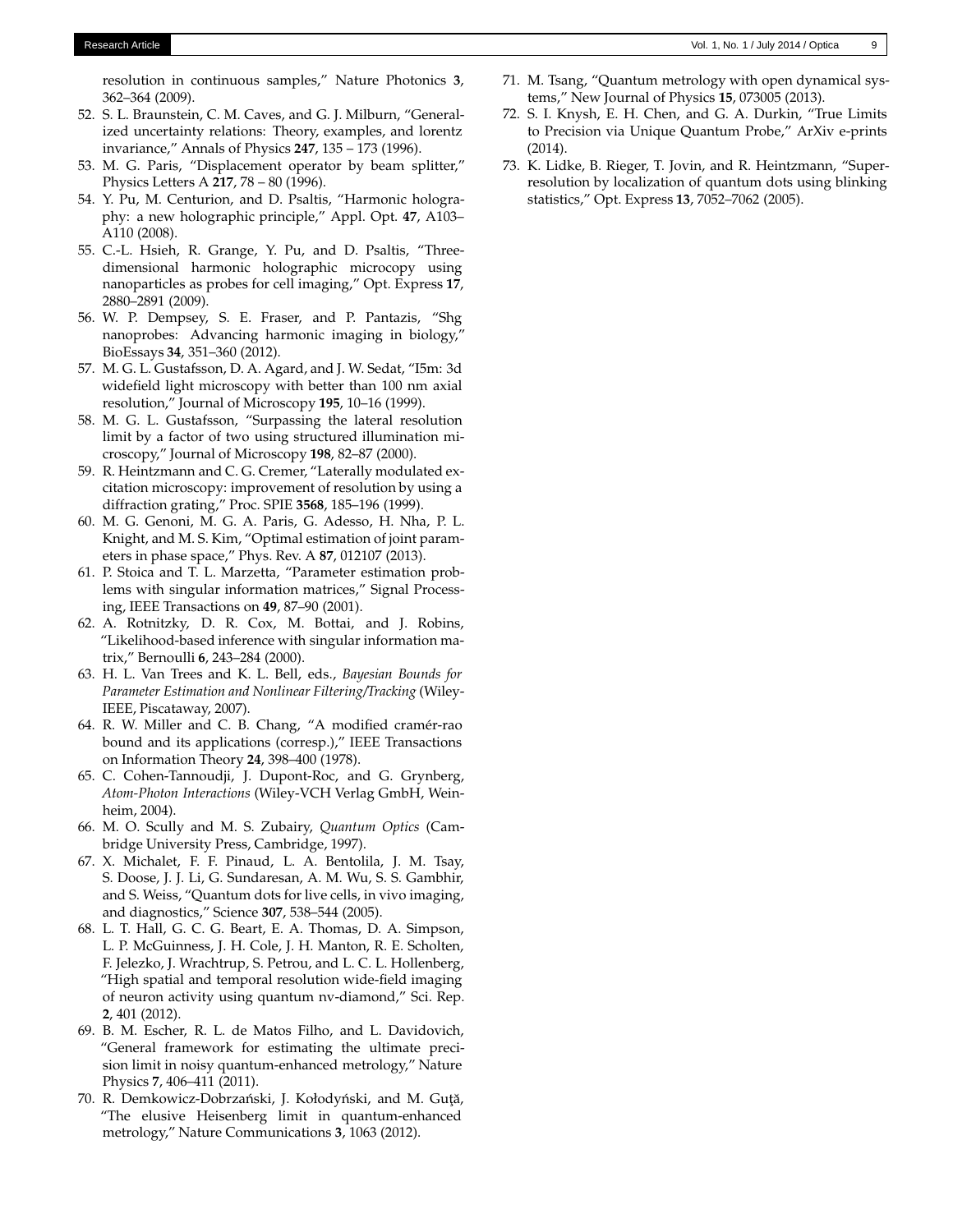resolution in continuous samples," Nature Photonics **3**, 362–364 (2009).

52. S. L. Braunstein, C. M. Caves, and G. J. Milburn, "Generalized uncertainty relations: Theory, examples, and lorentz invariance," Annals of Physics **247**, 135 – 173 (1996).
53. M. G. Paris, "Displacement operator by beam splitter," Physics Letters A **217**, 78 – 80 (1996).
54. Y. Pu, M. Centurion, and D. Psaltis, "Harmonic holography: a new holographic principle," Appl. Opt. **47**, A103–A110 (2008).
55. C.-L. Hsieh, R. Grange, Y. Pu, and D. Psaltis, "Three-dimensional harmonic holographic microcopy using nanoparticles as probes for cell imaging," Opt. Express **17**, 2880–2891 (2009).
56. W. P. Dempsey, S. E. Fraser, and P. Pantazis, "Shg nanoprobes: Advancing harmonic imaging in biology," BioEssays **34**, 351–360 (2012).
57. M. G. L. Gustafsson, D. A. Agard, and J. W. Sedat, "I5m: 3d widefield light microscopy with better than 100 nm axial resolution," Journal of Microscopy **195**, 10–16 (1999).
58. M. G. L. Gustafsson, "Surpassing the lateral resolution limit by a factor of two using structured illumination microscopy," Journal of Microscopy **198**, 82–87 (2000).
59. R. Heintzmann and C. G. Cremer, "Laterally modulated excitation microscopy: improvement of resolution by using a diffraction grating," Proc. SPIE **3568**, 185–196 (1999).
60. M. G. Genoni, M. G. A. Paris, G. Adesso, H. Nha, P. L. Knight, and M. S. Kim, "Optimal estimation of joint parameters in phase space," Phys. Rev. A **87**, 012107 (2013).
61. P. Stoica and T. L. Marzetta, "Parameter estimation problems with singular information matrices," Signal Processing, IEEE Transactions on **49**, 87–90 (2001).
62. A. Rotnitzky, D. R. Cox, M. Bottai, and J. Robins, "Likelihood-based inference with singular information matrix," Bernoulli **6**, 243–284 (2000).
63. H. L. Van Trees and K. L. Bell, eds., *Bayesian Bounds for Parameter Estimation and Nonlinear Filtering/Tracking* (Wiley-IEEE, Piscataway, 2007).
64. R. W. Miller and C. B. Chang, "A modified cramér-rao bound and its applications (corresp.)," IEEE Transactions on Information Theory **24**, 398–400 (1978).
65. C. Cohen-Tannoudji, J. Dupont-Roc, and G. Grynberg, *Atom-Photon Interactions* (Wiley-VCH Verlag GmbH, Weinheim, 2004).
66. M. O. Scully and M. S. Zubairy, *Quantum Optics* (Cambridge University Press, Cambridge, 1997).
67. X. Michalet, F. F. Pinaud, L. A. Bentolila, J. M. Tsay, S. Doose, J. J. Li, G. Sundaresan, A. M. Wu, S. S. Gambhir, and S. Weiss, "Quantum dots for live cells, in vivo imaging, and diagnostics," Science **307**, 538–544 (2005).
68. L. T. Hall, G. C. G. Beart, E. A. Thomas, D. A. Simpson, L. P. McGuinness, J. H. Cole, J. H. Manton, R. E. Scholten, F. Jelezko, J. Wrachtrup, S. Petrou, and L. C. L. Hollenberg, "High spatial and temporal resolution wide-field imaging of neuron activity using quantum nv-diamond," Sci. Rep. **2**, 401 (2012).
69. B. M. Escher, R. L. de Matos Filho, and L. Davidovich, "General framework for estimating the ultimate precision limit in noisy quantum-enhanced metrology," Nature Physics **7**, 406–411 (2011).
70. R. Demkowicz-Dobrzański, J. Kołodyński, and M. Guţă, "The elusive Heisenberg limit in quantum-enhanced metrology," Nature Communications **3**, 1063 (2012).
71. M. Tsang, "Quantum metrology with open dynamical systems," New Journal of Physics **15**, 073005 (2013).
72. S. I. Knysh, E. H. Chen, and G. A. Durkin, "True Limits to Precision via Unique Quantum Probe," ArXiv e-prints (2014).
73. K. Lidke, B. Rieger, T. Jovin, and R. Heintzmann, "Superresolution by localization of quantum dots using blinking statistics," Opt. Express **13**, 7052–7062 (2005).